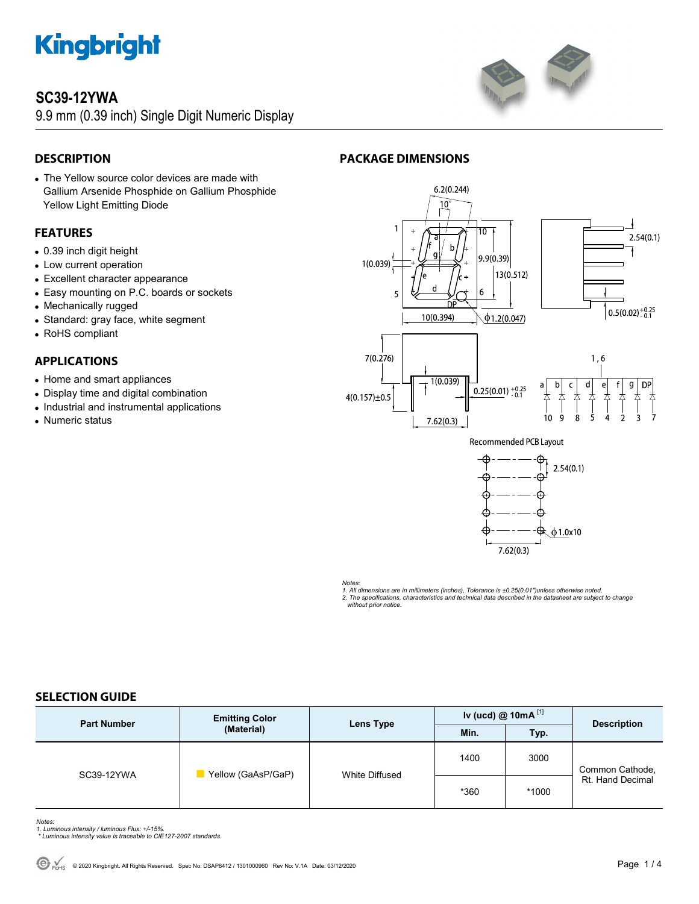# SC39-12YWA

9.9 mm (0.39 inch) Single Digit Numeric Display

## DESCRIPTION

- The Yellow source color devices are made with Gallium Arsenide Phosphide on Gallium Phosphide Yellow Light Emitting Diode

## FEATURES

- 0.39 inch digit height
- Low current operation
- Excellent character appearance
- Easy mounting on P.C. boards or sockets
- Mechanically rugged
- Standard: gray face, white segment
- RoHS compliant

## APPLICATIONS

- Home and smart appliances
- Display time and digital combination
- Industrial and instrumental applications
- Numeric status

## PACKAGE DIMENSIONS

Recommended PCB Layout

*Notes:*
*1. All dimensions are in millimeters (inches), Tolerance is ±0.25(0.01")unless otherwise noted.*
*2. The specifications, characteristics and technical data described in the datasheet are subject to change without prior notice.*

## SELECTION GUIDE

| Part Number | Emitting Color (Material) | Lens Type | Iv (ucd) @ 10mA [1] | | Description |
|---|---|---|---|---|---|
| | | | Min. | Typ. | |
| SC39-12YWA | Yellow (GaAsP/GaP) | White Diffused | 1400 | 3000 | Common Cathode, Rt. Hand Decimal |
| | | | *360 | *1000 | |

*Notes:*
*1. Luminous intensity / luminous Flux: +/-15%.*
** Luminous intensity value is traceable to CIE127-2007 standards.*

© 2020 Kingbright. All Rights Reserved. Spec No: DSAP8412 / 1301000960 Rev No: V.1A Date: 03/12/2020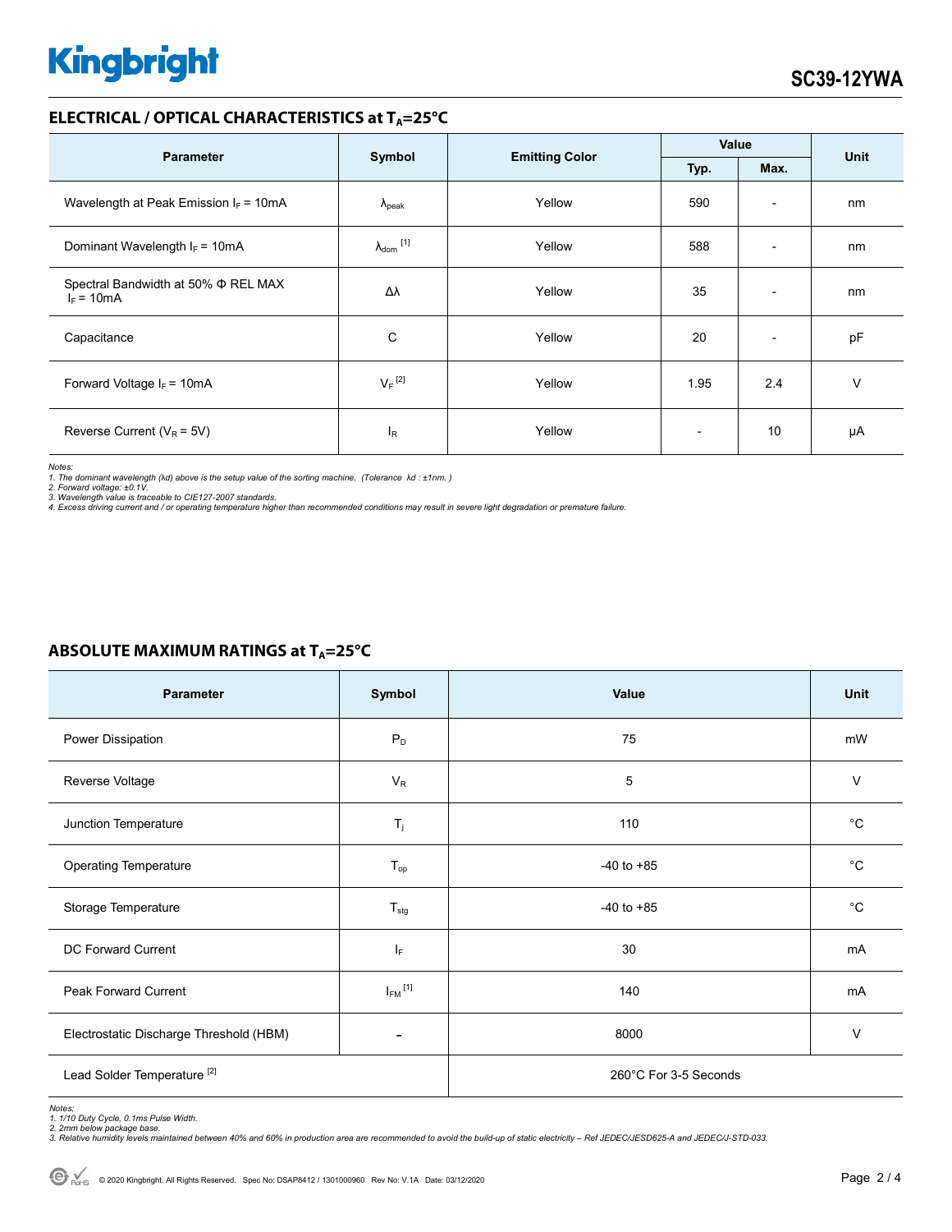## ELECTRICAL / OPTICAL CHARACTERISTICS at $T_A$=25°C

| Parameter | Symbol | Emitting Color | Value | | Unit |
|---|---|---|---|---|---|
| | | | Typ. | Max. | |
| Wavelength at Peak Emission $I_F$ = 10mA | $\lambda_{peak}$ | Yellow | 590 | - | nm |
| Dominant Wavelength $I_F$ = 10mA | $\lambda_{dom}$ [1] | Yellow | 588 | - | nm |
| Spectral Bandwidth at 50% Φ REL MAX $I_F$ = 10mA | Δλ | Yellow | 35 | - | nm |
| Capacitance | C | Yellow | 20 | - | pF |
| Forward Voltage $I_F$ = 10mA | $V_F$ [2] | Yellow | 1.95 | 2.4 | V |
| Reverse Current ($V_R$ = 5V) | $I_R$ | Yellow | - | 10 | μA |

*Notes:*
*1. The dominant wavelength (λd) above is the setup value of the sorting machine. (Tolerance λd : ±1nm. )*
*2. Forward voltage: ±0.1V.*
*3. Wavelength value is traceable to CIE127-2007 standards.*
*4. Excess driving current and / or operating temperature higher than recommended conditions may result in severe light degradation or premature failure.*

## ABSOLUTE MAXIMUM RATINGS at $T_A$=25°C

| Parameter | Symbol | Value | Unit |
|---|---|---|---|
| Power Dissipation | $P_D$ | 75 | mW |
| Reverse Voltage | $V_R$ | 5 | V |
| Junction Temperature | $T_j$ | 110 | °C |
| Operating Temperature | $T_{op}$ | -40 to +85 | °C |
| Storage Temperature | $T_{stg}$ | -40 to +85 | °C |
| DC Forward Current | $I_F$ | 30 | mA |
| Peak Forward Current | $I_{FM}$ [1] | 140 | mA |
| Electrostatic Discharge Threshold (HBM) | - | 8000 | V |
| Lead Solder Temperature [2] | | 260°C For 3-5 Seconds | |

*Notes:*
*1. 1/10 Duty Cycle, 0.1ms Pulse Width.*
*2. 2mm below package base.*
*3. Relative humidity levels maintained between 40% and 60% in production area are recommended to avoid the build-up of static electricity – Ref JEDEC/JESD625-A and JEDEC/J-STD-033.*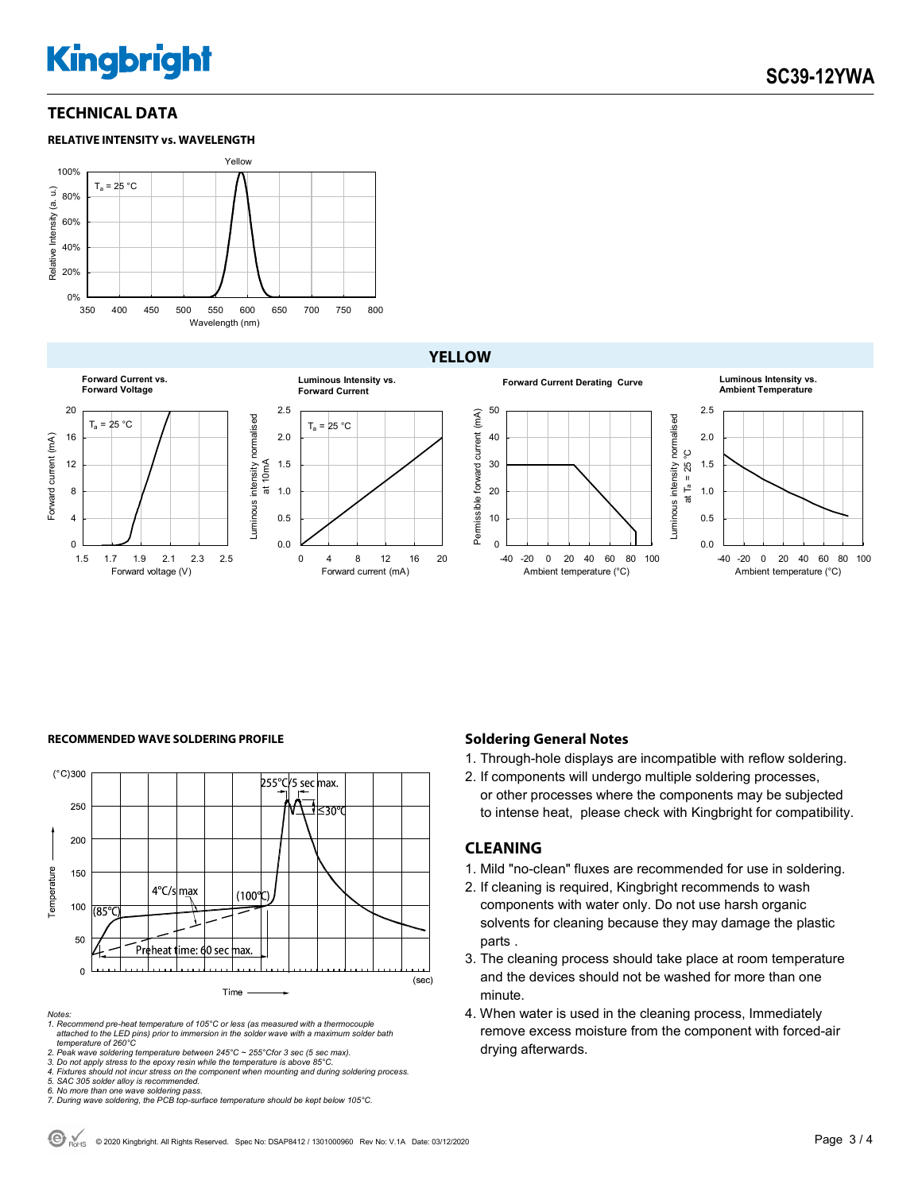## TECHNICAL DATA

### RELATIVE INTENSITY vs. WAVELENGTH

## YELLOW

### RECOMMENDED WAVE SOLDERING PROFILE

Notes:
1. Recommend pre-heat temperature of 105°C or less (as measured with a thermocouple attached to the LED pins) prior to immersion in the solder wave with a maximum solder bath temperature of 260°C
2. Peak wave soldering temperature between 245°C ~ 255°Cfor 3 sec (5 sec max).
3. Do not apply stress to the epoxy resin while the temperature is above 85°C.
4. Fixtures should not incur stress on the component when mounting and during soldering process.
5. SAC 305 solder alloy is recommended.
6. No more than one wave soldering pass.
7. During wave soldering, the PCB top-surface temperature should be kept below 105°C.

## Soldering General Notes

1. Through-hole displays are incompatible with reflow soldering.
2. If components will undergo multiple soldering processes, or other processes where the components may be subjected to intense heat, please check with Kingbright for compatibility.

## CLEANING

1. Mild "no-clean" fluxes are recommended for use in soldering.
2. If cleaning is required, Kingbright recommends to wash components with water only. Do not use harsh organic solvents for cleaning because they may damage the plastic parts .
3. The cleaning process should take place at room temperature and the devices should not be washed for more than one minute.
4. When water is used in the cleaning process, Immediately remove excess moisture from the component with forced-air drying afterwards.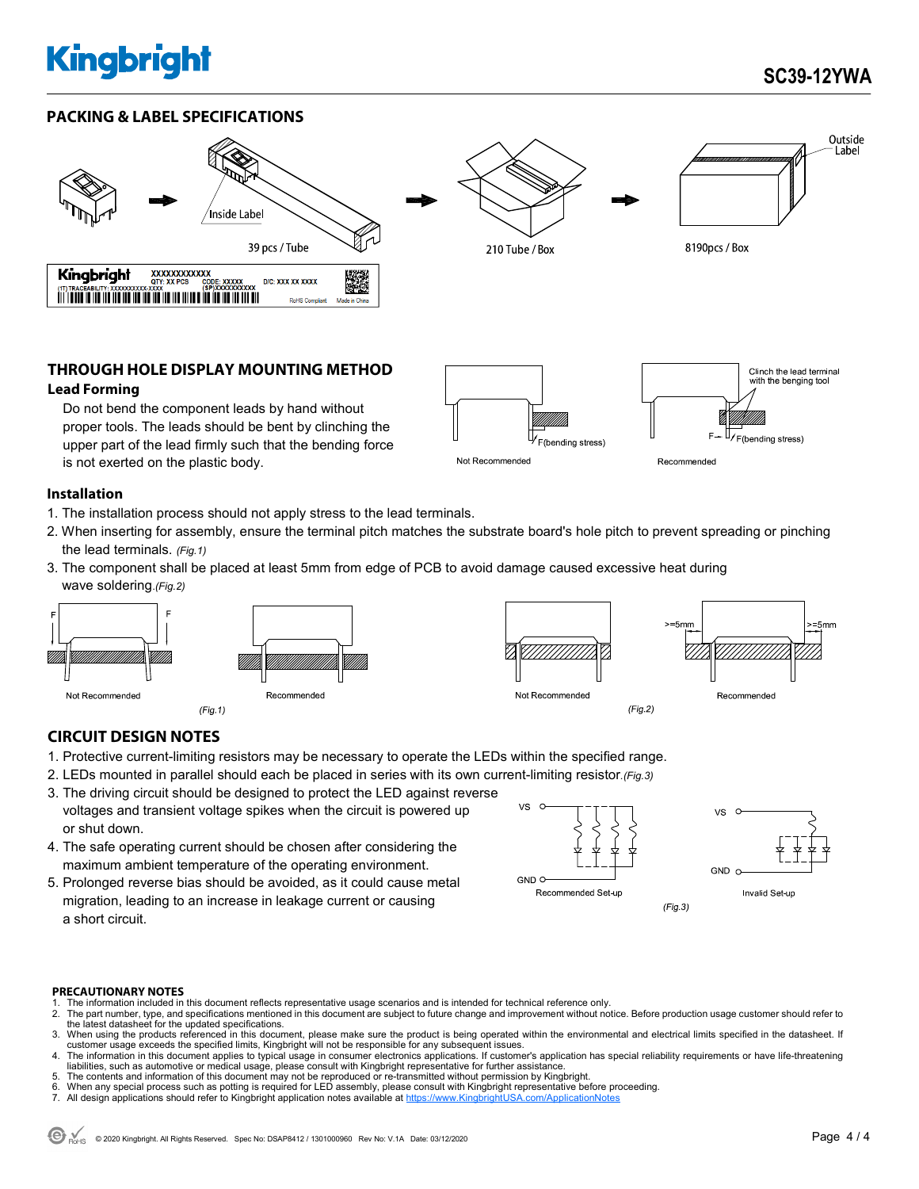## PACKING & LABEL SPECIFICATIONS

Inside Label

39 pcs / Tube

210 Tube / Box

Outside Label

8190pcs / Box

## THROUGH HOLE DISPLAY MOUNTING METHOD

### Lead Forming

Do not bend the component leads by hand without proper tools. The leads should be bent by clinching the upper part of the lead firmly such that the bending force is not exerted on the plastic body.

F(bending stress)

Not Recommended

Clinch the lead terminal with the benging tool

F(bending stress)

Recommended

### Installation

1. The installation process should not apply stress to the lead terminals.
2. When inserting for assembly, ensure the terminal pitch matches the substrate board's hole pitch to prevent spreading or pinching the lead terminals. *(Fig.1)*
3. The component shall be placed at least 5mm from edge of PCB to avoid damage caused excessive heat during wave soldering.*(Fig.2)*

Not Recommended

Recommended

*(Fig.1)*

Not Recommended

>=5mm

>=5mm

Recommended

*(Fig.2)*

## CIRCUIT DESIGN NOTES

1. Protective current-limiting resistors may be necessary to operate the LEDs within the specified range.
2. LEDs mounted in parallel should each be placed in series with its own current-limiting resistor.*(Fig.3)*
3. The driving circuit should be designed to protect the LED against reverse voltages and transient voltage spikes when the circuit is powered up or shut down.
4. The safe operating current should be chosen after considering the maximum ambient temperature of the operating environment.
5. Prolonged reverse bias should be avoided, as it could cause metal migration, leading to an increase in leakage current or causing a short circuit.

VS

GND

Recommended Set-up

VS

GND

Invalid Set-up

*(Fig.3)*

#### PRECAUTIONARY NOTES

1. The information included in this document reflects representative usage scenarios and is intended for technical reference only.
2. The part number, type, and specifications mentioned in this document are subject to future change and improvement without notice. Before production usage customer should refer to the latest datasheet for the updated specifications.
3. When using the products referenced in this document, please make sure the product is being operated within the environmental and electrical limits specified in the datasheet. If customer usage exceeds the specified limits, Kingbright will not be responsible for any subsequent issues.
4. The information in this document applies to typical usage in consumer electronics applications. If customer's application has special reliability requirements or have life-threatening liabilities, such as automotive or medical usage, please consult with Kingbright representative for further assistance.
5. The contents and information of this document may not be reproduced or re-transmitted without permission by Kingbright.
6. When any special process such as potting is required for LED assembly, please consult with Kingbright representative before proceeding.
7. All design applications should refer to Kingbright application notes available at https://www.KingbrightUSA.com/ApplicationNotes

© 2020 Kingbright. All Rights Reserved. Spec No: DSAP8412 / 1301000960 Rev No: V.1A Date: 03/12/2020